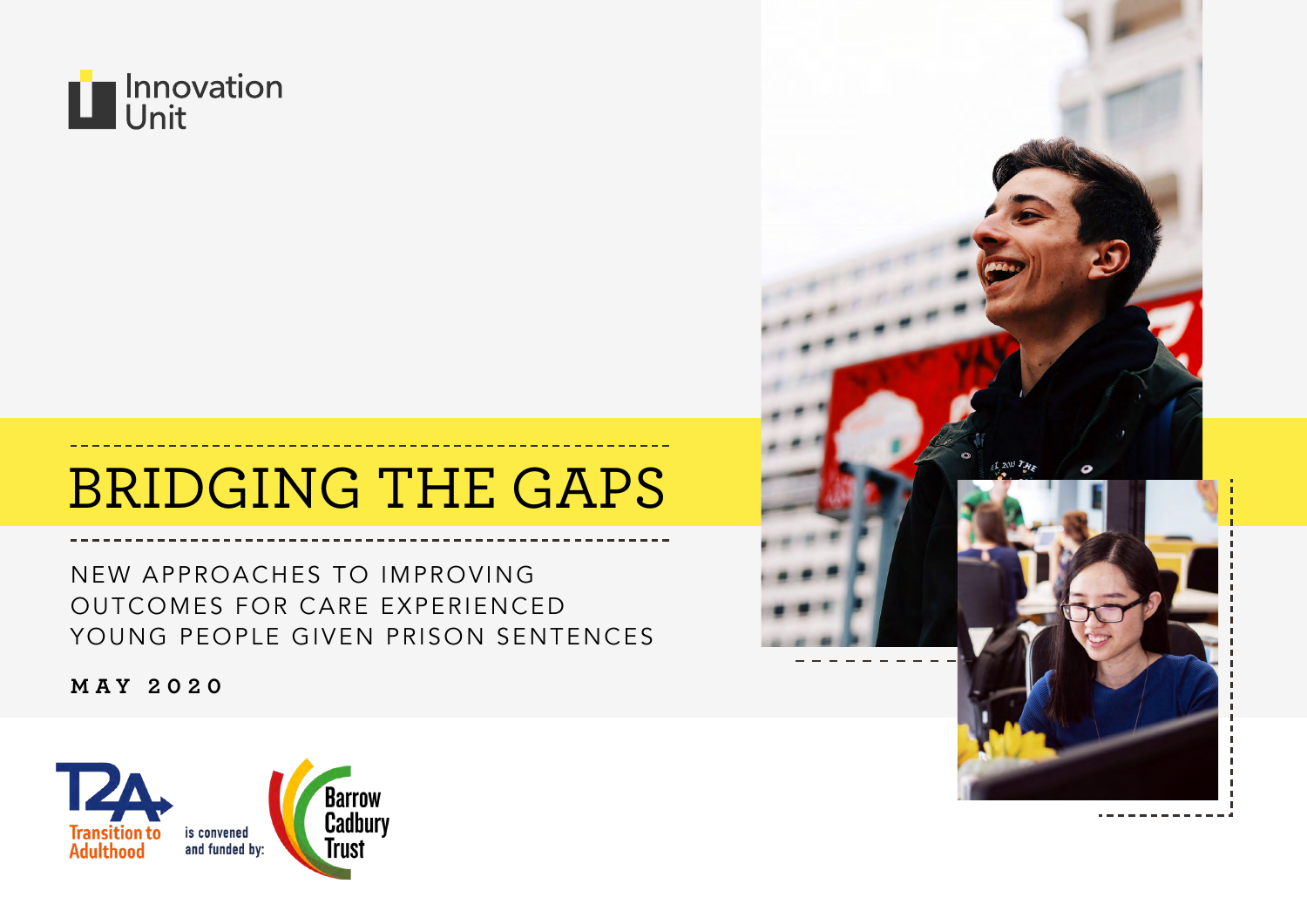Innovation Unit

# BRIDGING THE GAPS

NEW APPROACHES TO IMPROVING OUTCOMES FOR CARE EXPERIENCED YOUNG PEOPLE GIVEN PRISON SENTENCES

**MAY 2020**

T2A Transition to Adulthood is convened and funded by: Barrow Cadbury Trust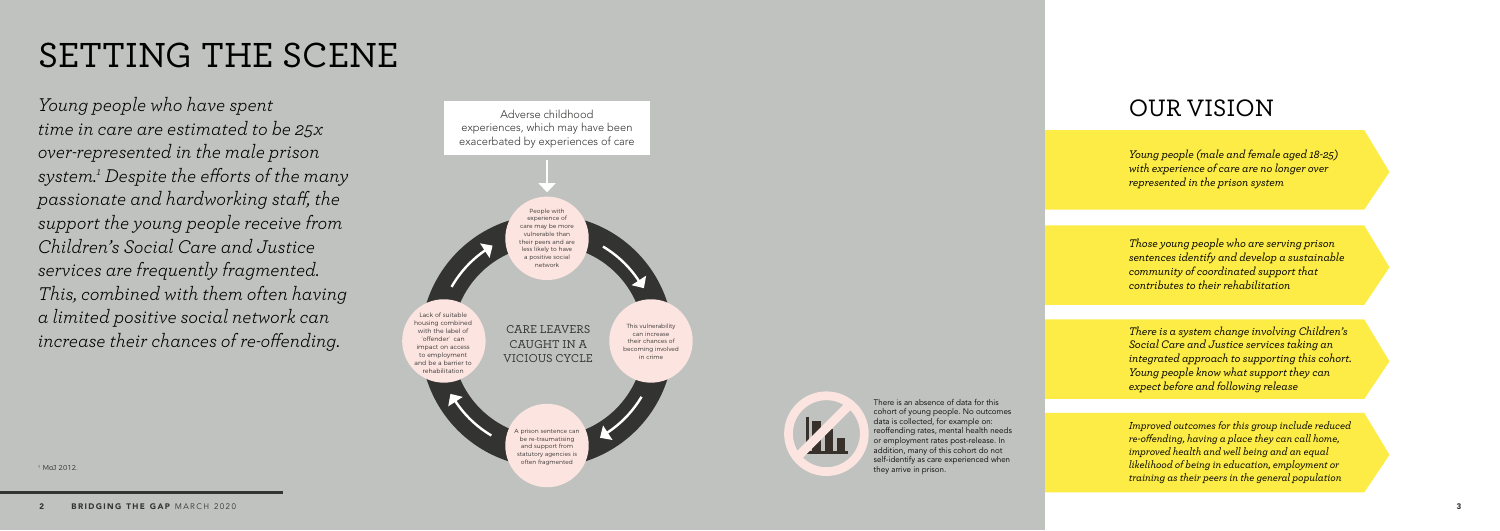# SETTING THE SCENE

*Young people who have spent time in care are estimated to be 25x over-represented in the male prison system.[1] Despite the efforts of the many passionate and hardworking staff, the support the young people receive from Children's Social Care and Justice services are frequently fragmented. This, combined with them often having a limited positive social network can increase their chances of re-offending.*

Adverse childhood experiences, which may have been exacerbated by experiences of care

CARE LEAVERS CAUGHT IN A VICIOUS CYCLE

- People with experience of care may be more vulnerable than their peers and are less likely to have a positive social network
- This vulnerability can increase their chances of becoming involved in crime
- A prison sentence can be re-traumatising and support from statutory agencies is often fragmented
- Lack of suitable housing combined with the label of 'offender' can impact on access to employment and be a barrier to rehabilitation

There is an absence of data for this cohort of young people. No outcomes data is collected, for example on: reoffending rates, mental health needs or employment rates post-release. In addition, many of this cohort do not self-identify as care experienced when they arrive in prison.

[1] MoJ 2012.

## OUR VISION

*Young people (male and female aged 18-25) with experience of care are no longer over represented in the prison system*

*Those young people who are serving prison sentences identify and develop a sustainable community of coordinated support that contributes to their rehabilitation*

*There is a system change involving Children's Social Care and Justice services taking an integrated approach to supporting this cohort. Young people know what support they can expect before and following release*

*Improved outcomes for this group include reduced re-offending, having a place they can call home, improved health and well being and an equal likelihood of being in education, employment or training as their peers in the general population*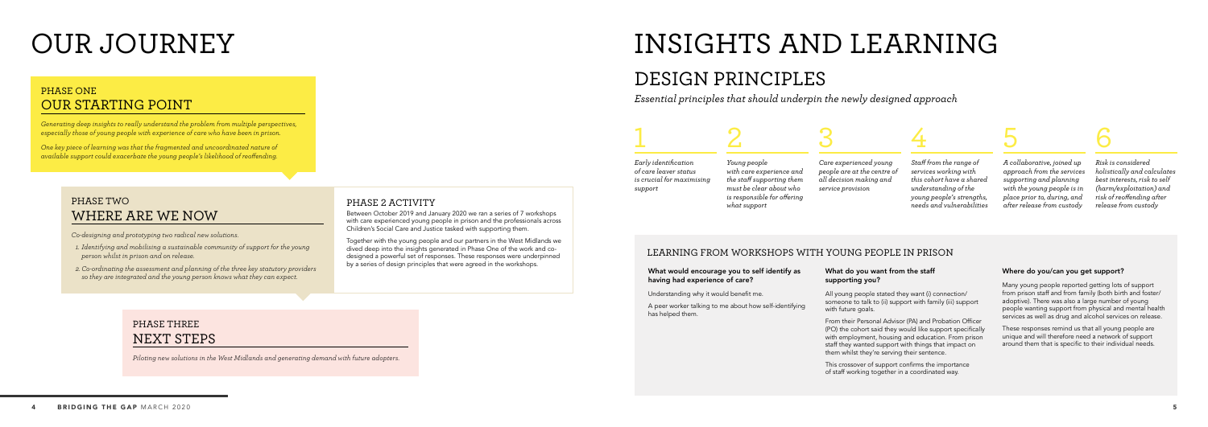# OUR JOURNEY

## PHASE ONE
## OUR STARTING POINT

*Generating deep insights to really understand the problem from multiple perspectives, especially those of young people with experience of care who have been in prison.*

*One key piece of learning was that the fragmented and uncoordinated nature of available support could exacerbate the young people's likelihood of reoffending.*

## PHASE TWO
## WHERE ARE WE NOW

*Co-designing and prototyping two radical new solutions.*

1. *Identifying and mobilising a sustainable community of support for the young person whilst in prison and on release.*
2. *Co-ordinating the assessment and planning of the three key statutory providers so they are integrated and the young person knows what they can expect.*

### PHASE 2 ACTIVITY

Between October 2019 and January 2020 we ran a series of 7 workshops with care experienced young people in prison and the professionals across Children's Social Care and Justice tasked with supporting them.

Together with the young people and our partners in the West Midlands we dived deep into the insights generated in Phase One of the work and co-designed a powerful set of responses. These responses were underpinned by a series of design principles that were agreed in the workshops.

## PHASE THREE
## NEXT STEPS

*Piloting new solutions in the West Midlands and generating demand with future adopters.*

# INSIGHTS AND LEARNING

## DESIGN PRINCIPLES

*Essential principles that should underpin the newly designed approach*

1. *Early identification of care leaver status is crucial for maximising support*
2. *Young people with care experience and the staff supporting them must be clear about who is responsible for offering what support*
3. *Care experienced young people are at the centre of all decision making and service provision*
4. *Staff from the range of services working with this cohort have a shared understanding of the young people's strengths, needs and vulnerabilities*
5. *A collaborative, joined up approach from the services supporting and planning with the young people is in place prior to, during, and after release from custody*
6. *Risk is considered holistically and calculates best interests, risk to self (harm/exploitation) and risk of reoffending after release from custody*

### LEARNING FROM WORKSHOPS WITH YOUNG PEOPLE IN PRISON

**What would encourage you to self identify as having had experience of care?**

Understanding why it would benefit me.

A peer worker talking to me about how self-identifying has helped them.

**What do you want from the staff supporting you?**

All young people stated they want (i) connection/ someone to talk to (ii) support with family (iii) support with future goals.

From their Personal Advisor (PA) and Probation Officer (PO) the cohort said they would like support specifically with employment, housing and education. From prison staff they wanted support with things that impact on them whilst they're serving their sentence.

This crossover of support confirms the importance of staff working together in a coordinated way.

**Where do you/can you get support?**

Many young people reported getting lots of support from prison staff and from family (both birth and foster/ adoptive). There was also a large number of young people wanting support from physical and mental health services as well as drug and alcohol services on release.

These responses remind us that all young people are unique and will therefore need a network of support around them that is specific to their individual needs.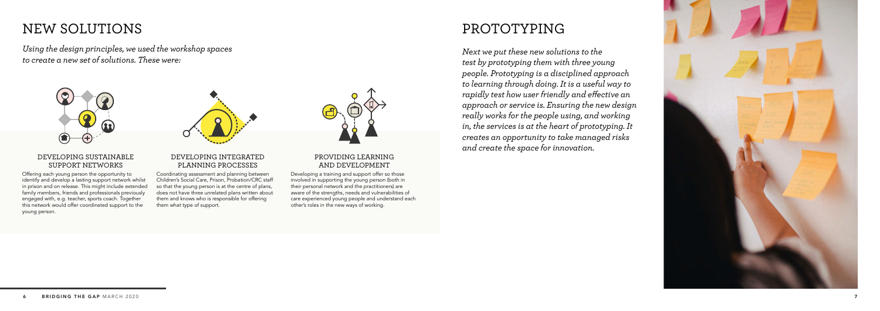# NEW SOLUTIONS

*Using the design principles, we used the workshop spaces to create a new set of solutions. These were:*

### DEVELOPING SUSTAINABLE SUPPORT NETWORKS

Offering each young person the opportunity to identify and develop a lasting support network whilst in prison and on release. This might include extended family members, friends and professionals previously engaged with, e.g. teacher, sports coach. Together this network would offer coordinated support to the young person.

### DEVELOPING INTEGRATED PLANNING PROCESSES

Coordinating assessment and planning between Children's Social Care, Prison, Probation/CRC staff so that the young person is at the centre of plans, does not have three unrelated plans written about them and knows who is responsible for offering them what type of support.

### PROVIDING LEARNING AND DEVELOPMENT

Developing a training and support offer so those involved in supporting the young person (both in their personal network and the practitioners) are aware of the strengths, needs and vulnerabilities of care experienced young people and understand each other's roles in the new ways of working.

# PROTOTYPING

*Next we put these new solutions to the test by prototyping them with three young people. Prototyping is a disciplined approach to learning through doing. It is a useful way to rapidly test how user friendly and effective an approach or service is. Ensuring the new design really works for the people using, and working in, the services is at the heart of prototyping. It creates an opportunity to take managed risks and create the space for innovation.*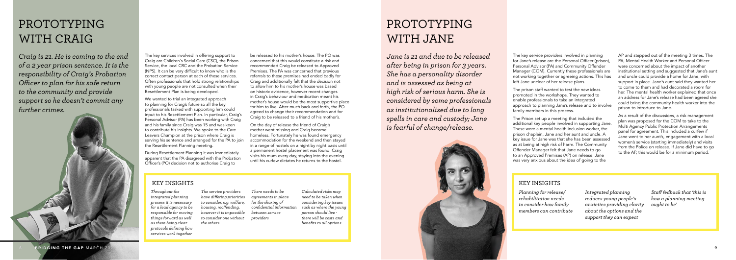# PROTOTYPING WITH CRAIG

*Craig is 21. He is coming to the end of a 2 year prison sentence. It is the responsibility of Craig's Probation Officer to plan for his safe return to the community and provide support so he doesn't commit any further crimes.*

The key services involved in offering support to Craig are Children's Social Care (CSC), the Prison Service, the local CRC and the Probation Service (NPS). It can be very difficult to know who is the correct contact person at each of these services. Often professionals that hold strong relationships with young people are not consulted when their Resettlement Plan is being developed.

We wanted to trial an integrated approach to planning for Craig's future so all the key professionals tasked with supporting him could input to his Resettlement Plan. In particular, Craig's Personal Advisor (PA) has been working with Craig and his family since Craig was 15 and was keen to contribute his insights. We spoke to the Care Leavers Champion at the prison where Craig is serving his sentence and arranged for the PA to join the Resettlement Planning meeting.

During Resettlement Planning it was immediately apparent that the PA disagreed with the Probation Officer's (PO) decision not to authorise Craig to be released to his mother's house. The PO was concerned that this would constitute a risk and recommended Craig be released to Approved Premises. The PA was concerned that previous referrals to these premises had ended badly for Craig and additionally felt that the decision not to allow him to his mother's house was based on historic evidence, however recent changes in Craig's behaviour and medication meant his mother's house would be the most supportive place for him to live. After much back and forth, the PO agreed to change their recommendation and for Craig to be released to a friend of his mother's.

On the day of release the friend of Craig's mother went missing and Craig became homeless. Fortunately he was found emergency accommodation for the weekend and then stayed in a range of hostels on a night by night basis until a permanent hostel placement was found. Craig visits his mum every day, staying into the evening until his curfew dictates he returns to the hostel.

## KEY INSIGHTS

*Throughout the integrated planning process it is necessary for a lead agency to be responsible for moving things forward as well as there being clear protocols defining how services work together*

*The service providers have differing priorities to consider, e.g. welfare, housing, reoffending, however it is impossible to consider one without the others*

*There needs to be agreements in place for the sharing of confidential information between service providers*

*Calculated risks may need to be taken when considering key issues such as where the young person should live - there will be costs and benefits to all options*

# PROTOTYPING WITH JANE

*Jane is 21 and due to be released after being in prison for 3 years. She has a personality disorder and is assessed as being at high risk of serious harm. She is considered by some professionals as institutionalised due to long spells in care and custody; Jane is fearful of change/release.*

The key service providers involved in planning for Jane's release are the Personal Officer (prison), Personal Advisor (PA) and Community Offender Manager (COM). Currently these professionals are not working together or agreeing actions. This has left Jane unclear of her release plans.

The prison staff wanted to test the new ideas promoted in the workshops. They wanted to enable professionals to take an integrated approach to planning Jane's release and to involve family members in this process.

The Prison set up a meeting that included the additional key people involved in supporting Jane. These were a mental health inclusion worker, the prison chaplain, Jane and her aunt and uncle. A key issue for Jane was that she has been assessed as at being at high risk of harm. The Community Offender Manager felt that Jane needs to go to an Approved Premises (AP) on release. Jane was very anxious about the idea of going to the AP and stepped out of the meeting 3 times. The PA, Mental Health Worker and Personal Officer were concerned about the impact of another institutional setting and suggested that Jane's aunt and uncle could provide a home for Jane, with support in place. Jane's aunt said they wanted her to come to them and had decorated a room for her. The mental health worker explained that once an address for Jane's release had been agreed she could bring the community health worker into the prison to introduce to Jane.

As a result of the discussions, a risk management plan was proposed for the COM to take to the Multi Agency Public Protection Arrangements panel for agreement. This included a curfew if Jane went to her aunt's, engagement with a local women's service (starting immediately) and visits from the Police on release. If Jane did have to go to the AP, this would be for a minimum period.

## KEY INSIGHTS

*Planning for release/ rehabilitation needs to consider how family members can contribute*

*Integrated planning reduces young people's anxieties providing clarity about the options and the support they can expect*

*Staff fedback that 'this is how a planning meeting ought to be'*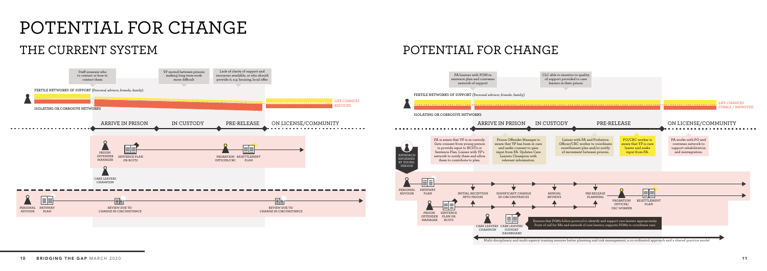# POTENTIAL FOR CHANGE

## THE CURRENT SYSTEM

Staff unaware who to contact or how to contact them

YP moved between prisons making long term work more difficult

Lack of clarity of support and resources available, or who should provide it, e.g. housing, local offer

FERTILE NETWORKS OF SUPPORT (Personal advisor, friends, family)

ISOLATING OR CORROSIVE NETWORKS

LIFE CHANCES REDUCED

ARRIVE IN PRISON — IN CUSTODY — PRE-RELEASE — ON LICENSE/COMMUNITY

PRISON OFFENDER MANAGER

SENTENCE PLAN OR BCST2

PROBATION OFFICER/CRC

RESETTLEMENT PLAN

CARE LEAVERS CHAMPION

PERSONAL ADVISOR

PATHWAY PLAN

REVIEW DUE TO CHANGE IN CIRCUMSTANCE

REVIEW DUE TO CHANGE IN CIRCUMSTANCE

## POTENTIAL FOR CHANGE

PA liaises with POM re sentence plan and convenes network of support

CLC able to monitor to quality of support provided to care leavers in their prison

FERTILE NETWORKS OF SUPPORT (Personal advisor, friends, family)

ISOLATING OR CORROSIVE NETWORKS

LIFE CHANCES STABLE / IMPROVED

ARRIVE IN PRISON — IN CUSTODY — PRE-RELEASE — ON LICENSE/COMMUNITY

APPROACH INFORMED BY YOUNG PERSON

PA is aware that YP is in custody. Gets consent from young person to provide input to BCST2 or Sentence Plan. Liaises with YP's network to notify them and allow them to contribute to plan.

Prison Offender Manager is aware that YP has been in care and seeks consent to gain input from PA. Updates Care Leavers Champion with relevant information.

Liaises with PA and Probation Officer/CRC worker to coordinate resettlement plan and/or notify of movement between prisons.

PO/CRC worker is aware that YP is care leaver and seeks input from PA.

PA works with PO and convenes network to support rehabilitation and reintegration.

PERSONAL ADVISOR

PATHWAY PLAN

INITIAL RECEPTION INTO PRISON

SIGNIFICANT CHANGE IN CIRCUMSTANCES

ANNUAL REVIEWS

PRE-RELEASE PLANNING

PROBATION OFFICER/ CRC WORKER

RESETTLEMENT PLAN

PRISON OFFENDER MANAGER

SENTENCE PLAN OR BCST2

CARE LEAVERS CHAMPION

CARE LEAVERS SUPPORT DASHBOARD

Ensures that POMs follow protocol to identify and support care leavers appropriately. Point of call for PAs and network of care leavers; supports POMs to coordinate care.

Multi-disciplinary and multi-agency training ensures better planning and risk management, a co-ordinated approach and a shared practice model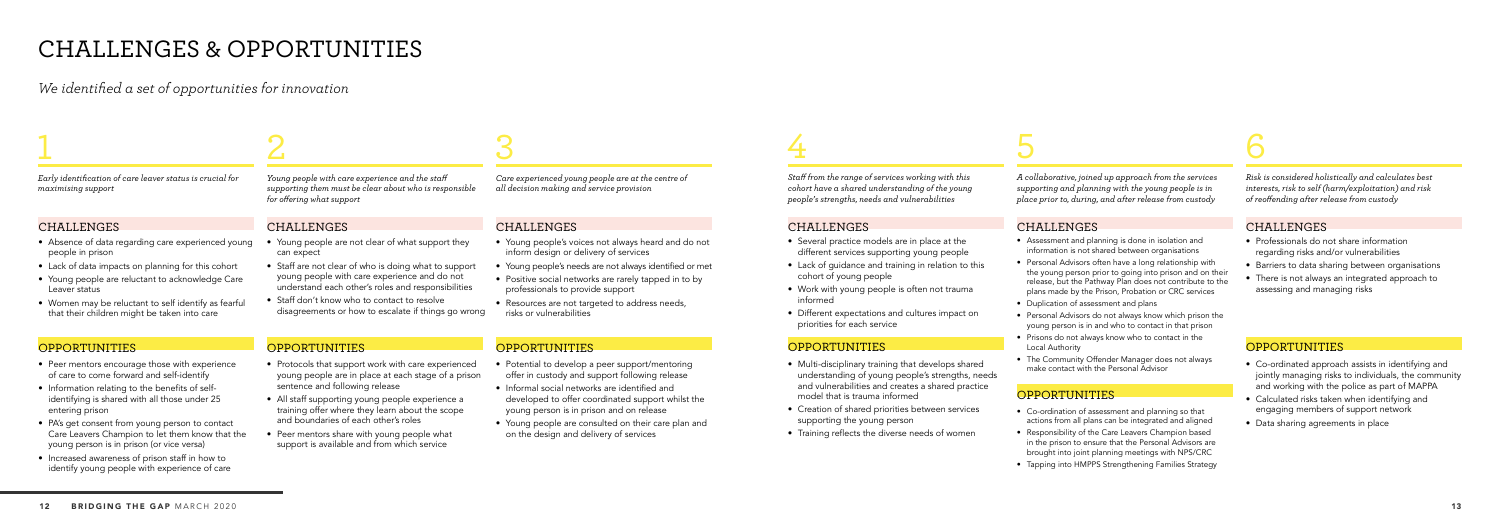# CHALLENGES & OPPORTUNITIES

*We identified a set of opportunities for innovation*

## 1

*Early identification of care leaver status is crucial for maximising support*

### CHALLENGES

- Absence of data regarding care experienced young people in prison
- Lack of data impacts on planning for this cohort
- Young people are reluctant to acknowledge Care Leaver status
- Women may be reluctant to self identify as fearful that their children might be taken into care

### OPPORTUNITIES

- Peer mentors encourage those with experience of care to come forward and self-identify
- Information relating to the benefits of self-identifying is shared with all those under 25 entering prison
- PA's get consent from young person to contact Care Leavers Champion to let them know that the young person is in prison (or vice versa)
- Increased awareness of prison staff in how to identify young people with experience of care

## 2

*Young people with care experience and the staff supporting them must be clear about who is responsible for offering what support*

### CHALLENGES

- Young people are not clear of what support they can expect
- Staff are not clear of who is doing what to support young people with care experience and do not understand each other's roles and responsibilities
- Staff don't know who to contact to resolve disagreements or how to escalate if things go wrong

### OPPORTUNITIES

- Protocols that support work with care experienced young people are in place at each stage of a prison sentence and following release
- All staff supporting young people experience a training offer where they learn about the scope and boundaries of each other's roles
- Peer mentors share with young people what support is available and from which service

## 3

*Care experienced young people are at the centre of all decision making and service provision*

### CHALLENGES

- Young people's voices not always heard and do not inform design or delivery of services
- Young people's needs are not always identified or met
- Positive social networks are rarely tapped in to by professionals to provide support
- Resources are not targeted to address needs, risks or vulnerabilities

### OPPORTUNITIES

- Potential to develop a peer support/mentoring offer in custody and support following release
- Informal social networks are identified and developed to offer coordinated support whilst the young person is in prison and on release
- Young people are consulted on their care plan and on the design and delivery of services

## 4

*Staff from the range of services working with this cohort have a shared understanding of the young people's strengths, needs and vulnerabilities*

### CHALLENGES

- Several practice models are in place at the different services supporting young people
- Lack of guidance and training in relation to this cohort of young people
- Work with young people is often not trauma informed
- Different expectations and cultures impact on priorities for each service

### OPPORTUNITIES

- Multi-disciplinary training that develops shared understanding of young people's strengths, needs and vulnerabilities and creates a shared practice model that is trauma informed
- Creation of shared priorities between services supporting the young person
- Training reflects the diverse needs of women

## 5

*A collaborative, joined up approach from the services supporting and planning with the young people is in place prior to, during, and after release from custody*

### CHALLENGES

- Assessment and planning is done in isolation and information is not shared between organisations
- Personal Advisors often have a long relationship with the young person prior to going into prison and on their release, but the Pathway Plan does not contribute to the plans made by the Prison, Probation or CRC services
- Duplication of assessment and plans
- Personal Advisors do not always know which prison the young person is in and who to contact in that prison
- Prisons do not always know who to contact in the Local Authority
- The Community Offender Manager does not always make contact with the Personal Advisor

### OPPORTUNITIES

- Co-ordination of assessment and planning so that actions from all plans can be integrated and aligned
- Responsibility of the Care Leavers Champion based in the prison to ensure that the Personal Advisors are brought into joint planning meetings with NPS/CRC
- Tapping into HMPPS Strengthening Families Strategy

## 6

*Risk is considered holistically and calculates best interests, risk to self (harm/exploitation) and risk of reoffending after release from custody*

### CHALLENGES

- Professionals do not share information regarding risks and/or vulnerabilities
- Barriers to data sharing between organisations
- There is not always an integrated approach to assessing and managing risks

### OPPORTUNITIES

- Co-ordinated approach assists in identifying and jointly managing risks to individuals, the community and working with the police as part of MAPPA
- Calculated risks taken when identifying and engaging members of support network
- Data sharing agreements in place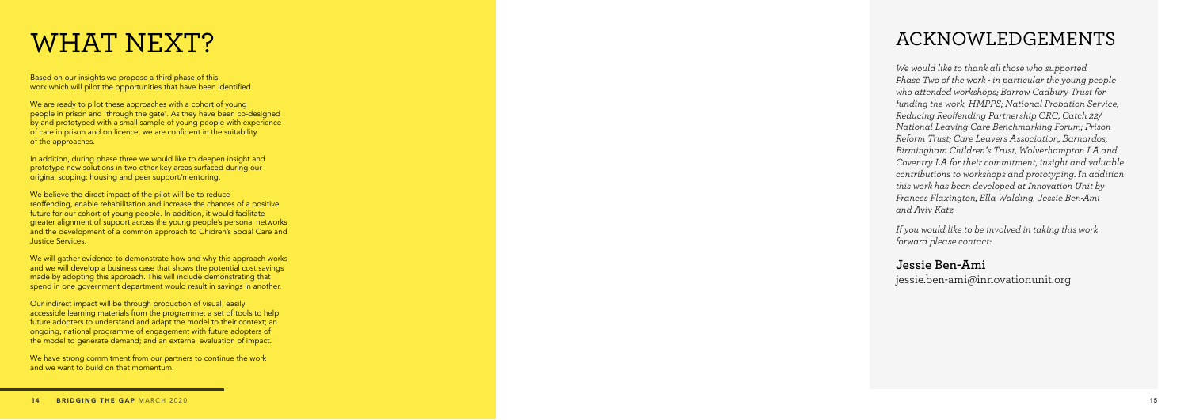# WHAT NEXT?

Based on our insights we propose a third phase of this work which will pilot the opportunities that have been identified.

We are ready to pilot these approaches with a cohort of young people in prison and 'through the gate'. As they have been co-designed by and prototyped with a small sample of young people with experience of care in prison and on licence, we are confident in the suitability of the approaches.

In addition, during phase three we would like to deepen insight and prototype new solutions in two other key areas surfaced during our original scoping: housing and peer support/mentoring.

We believe the direct impact of the pilot will be to reduce reoffending, enable rehabilitation and increase the chances of a positive future for our cohort of young people. In addition, it would facilitate greater alignment of support across the young people's personal networks and the development of a common approach to Chidren's Social Care and Justice Services.

We will gather evidence to demonstrate how and why this approach works and we will develop a business case that shows the potential cost savings made by adopting this approach. This will include demonstrating that spend in one government department would result in savings in another.

Our indirect impact will be through production of visual, easily accessible learning materials from the programme; a set of tools to help future adopters to understand and adapt the model to their context; an ongoing, national programme of engagement with future adopters of the model to generate demand; and an external evaluation of impact.

We have strong commitment from our partners to continue the work and we want to build on that momentum.

# ACKNOWLEDGEMENTS

*We would like to thank all those who supported Phase Two of the work - in particular the young people who attended workshops; Barrow Cadbury Trust for funding the work, HMPPS; National Probation Service, Reducing Reoffending Partnership CRC, Catch 22/ National Leaving Care Benchmarking Forum; Prison Reform Trust; Care Leavers Association, Barnardos, Birmingham Children's Trust, Wolverhampton LA and Coventry LA for their commitment, insight and valuable contributions to workshops and prototyping. In addition this work has been developed at Innovation Unit by Frances Flaxington, Ella Walding, Jessie Ben-Ami and Aviv Katz*

*If you would like to be involved in taking this work forward please contact:*

**Jessie Ben-Ami**
jessie.ben-ami@innovationunit.org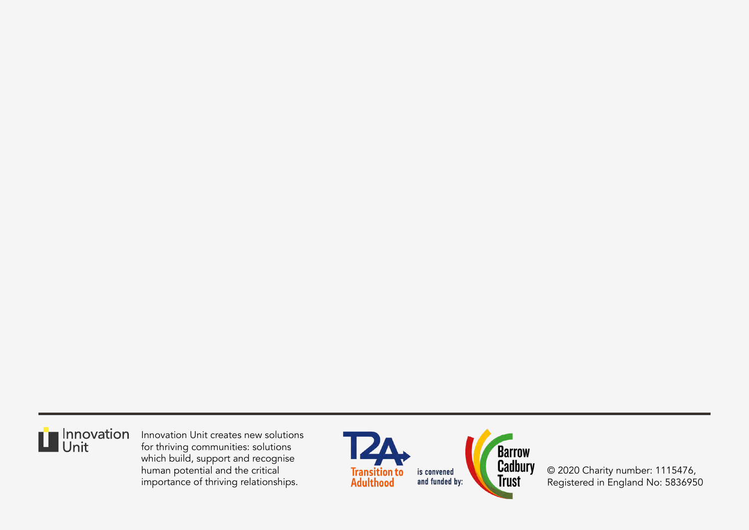Innovation Unit

Innovation Unit creates new solutions for thriving communities: solutions which build, support and recognise human potential and the critical importance of thriving relationships.

T2A Transition to Adulthood

is convened and funded by:

Barrow Cadbury Trust

© 2020 Charity number: 1115476, Registered in England No: 5836950